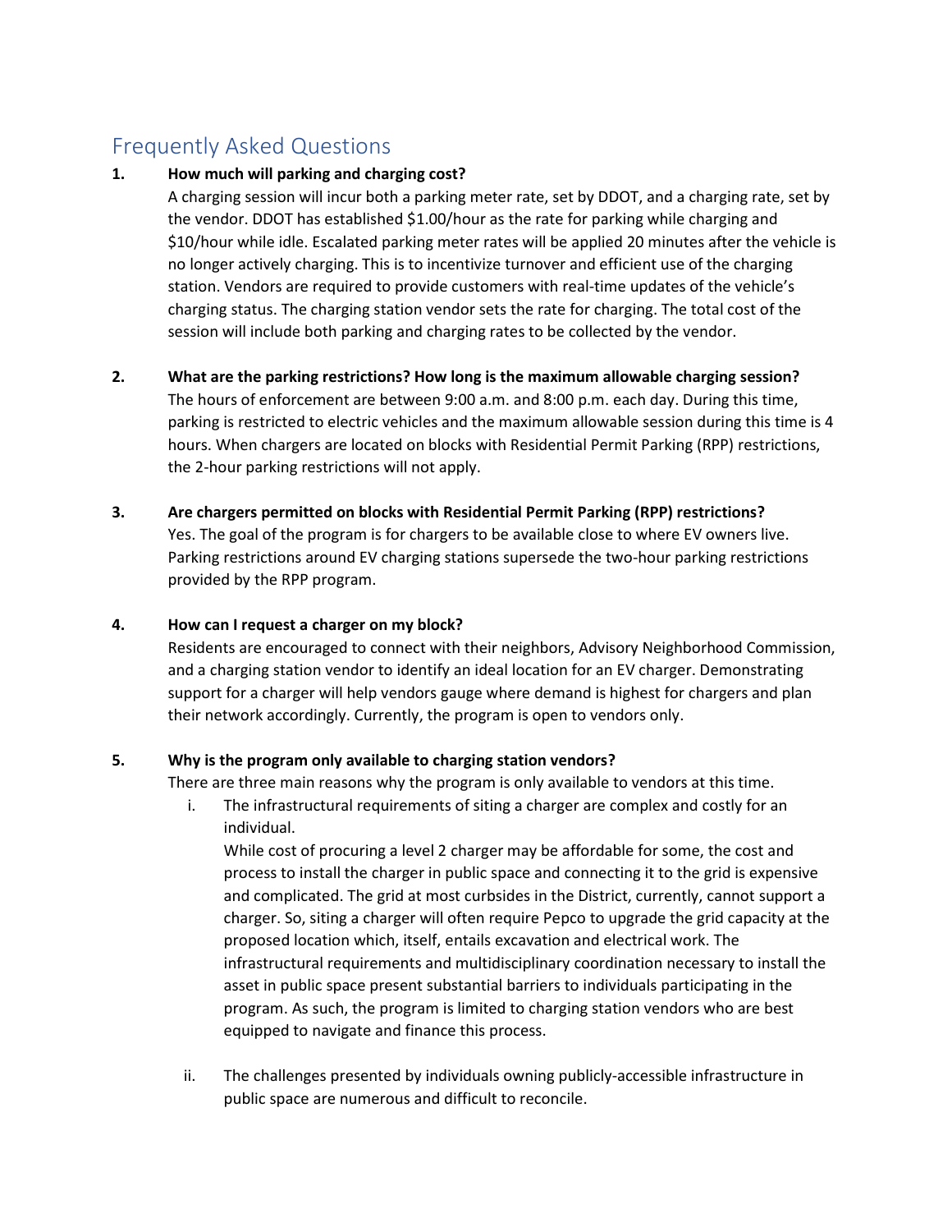## Frequently Asked Questions

1. **How much will parking and charging cost?**

   A charging session will incur both a parking meter rate, set by DDOT, and a charging rate, set by the vendor. DDOT has established $1.00/hour as the rate for parking while charging and $10/hour while idle. Escalated parking meter rates will be applied 20 minutes after the vehicle is no longer actively charging. This is to incentivize turnover and efficient use of the charging station. Vendors are required to provide customers with real-time updates of the vehicle's charging status. The charging station vendor sets the rate for charging. The total cost of the session will include both parking and charging rates to be collected by the vendor.

2. **What are the parking restrictions? How long is the maximum allowable charging session?**

   The hours of enforcement are between 9:00 a.m. and 8:00 p.m. each day. During this time, parking is restricted to electric vehicles and the maximum allowable session during this time is 4 hours. When chargers are located on blocks with Residential Permit Parking (RPP) restrictions, the 2-hour parking restrictions will not apply.

3. **Are chargers permitted on blocks with Residential Permit Parking (RPP) restrictions?**

   Yes. The goal of the program is for chargers to be available close to where EV owners live. Parking restrictions around EV charging stations supersede the two-hour parking restrictions provided by the RPP program.

4. **How can I request a charger on my block?**

   Residents are encouraged to connect with their neighbors, Advisory Neighborhood Commission, and a charging station vendor to identify an ideal location for an EV charger. Demonstrating support for a charger will help vendors gauge where demand is highest for chargers and plan their network accordingly. Currently, the program is open to vendors only.

5. **Why is the program only available to charging station vendors?**

   There are three main reasons why the program is only available to vendors at this time.

   i. The infrastructural requirements of siting a charger are complex and costly for an individual.

      While cost of procuring a level 2 charger may be affordable for some, the cost and process to install the charger in public space and connecting it to the grid is expensive and complicated. The grid at most curbsides in the District, currently, cannot support a charger. So, siting a charger will often require Pepco to upgrade the grid capacity at the proposed location which, itself, entails excavation and electrical work. The infrastructural requirements and multidisciplinary coordination necessary to install the asset in public space present substantial barriers to individuals participating in the program. As such, the program is limited to charging station vendors who are best equipped to navigate and finance this process.

   ii. The challenges presented by individuals owning publicly-accessible infrastructure in public space are numerous and difficult to reconcile.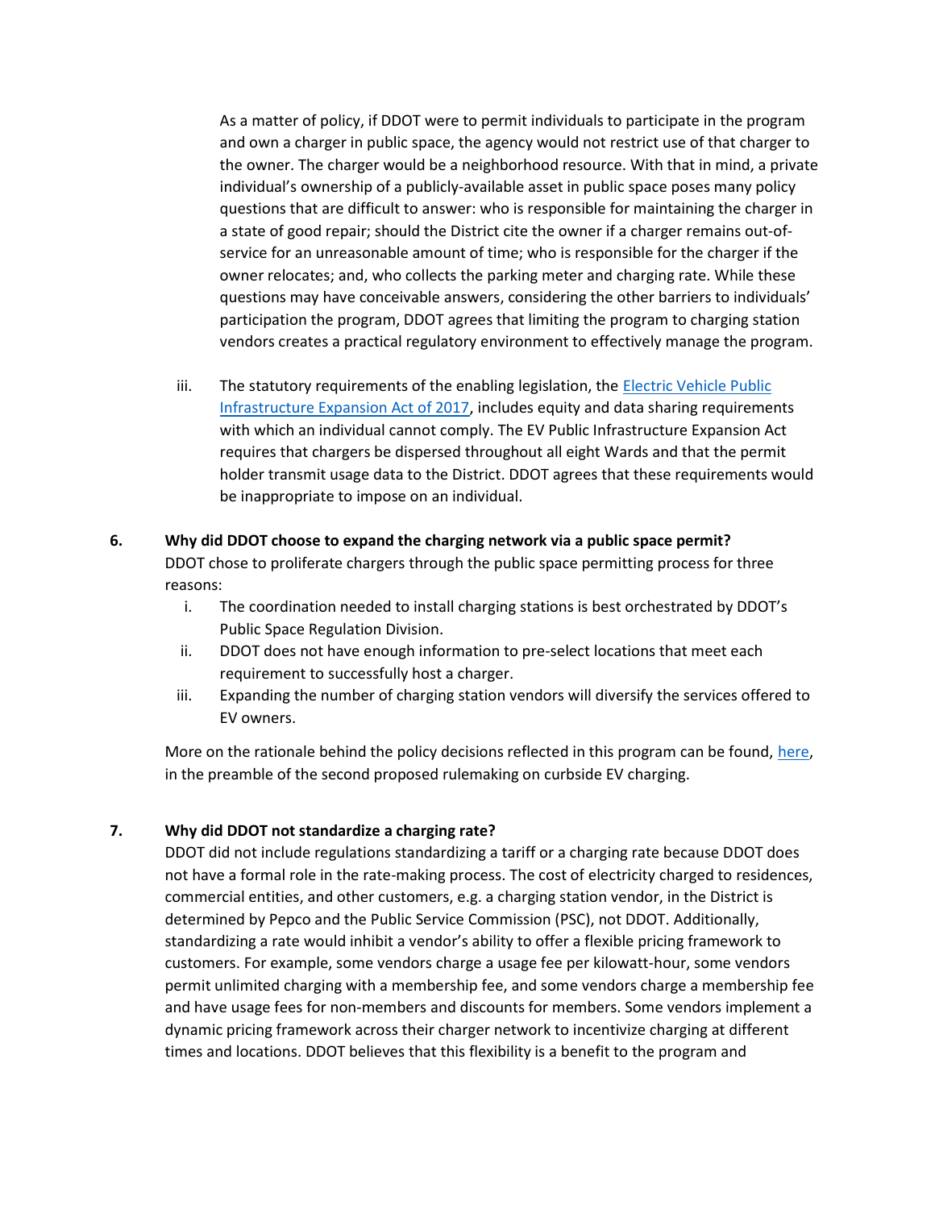As a matter of policy, if DDOT were to permit individuals to participate in the program and own a charger in public space, the agency would not restrict use of that charger to the owner. The charger would be a neighborhood resource. With that in mind, a private individual's ownership of a publicly-available asset in public space poses many policy questions that are difficult to answer: who is responsible for maintaining the charger in a state of good repair; should the District cite the owner if a charger remains out-of-service for an unreasonable amount of time; who is responsible for the charger if the owner relocates; and, who collects the parking meter and charging rate. While these questions may have conceivable answers, considering the other barriers to individuals' participation the program, DDOT agrees that limiting the program to charging station vendors creates a practical regulatory environment to effectively manage the program.

iii. The statutory requirements of the enabling legislation, the [Electric Vehicle Public Infrastructure Expansion Act of 2017](), includes equity and data sharing requirements with which an individual cannot comply. The EV Public Infrastructure Expansion Act requires that chargers be dispersed throughout all eight Wards and that the permit holder transmit usage data to the District. DDOT agrees that these requirements would be inappropriate to impose on an individual.

**6. Why did DDOT choose to expand the charging network via a public space permit?**

DDOT chose to proliferate chargers through the public space permitting process for three reasons:

i. The coordination needed to install charging stations is best orchestrated by DDOT's Public Space Regulation Division.

ii. DDOT does not have enough information to pre-select locations that meet each requirement to successfully host a charger.

iii. Expanding the number of charging station vendors will diversify the services offered to EV owners.

More on the rationale behind the policy decisions reflected in this program can be found, [here](), in the preamble of the second proposed rulemaking on curbside EV charging.

**7. Why did DDOT not standardize a charging rate?**

DDOT did not include regulations standardizing a tariff or a charging rate because DDOT does not have a formal role in the rate-making process. The cost of electricity charged to residences, commercial entities, and other customers, e.g. a charging station vendor, in the District is determined by Pepco and the Public Service Commission (PSC), not DDOT. Additionally, standardizing a rate would inhibit a vendor's ability to offer a flexible pricing framework to customers. For example, some vendors charge a usage fee per kilowatt-hour, some vendors permit unlimited charging with a membership fee, and some vendors charge a membership fee and have usage fees for non-members and discounts for members. Some vendors implement a dynamic pricing framework across their charger network to incentivize charging at different times and locations. DDOT believes that this flexibility is a benefit to the program and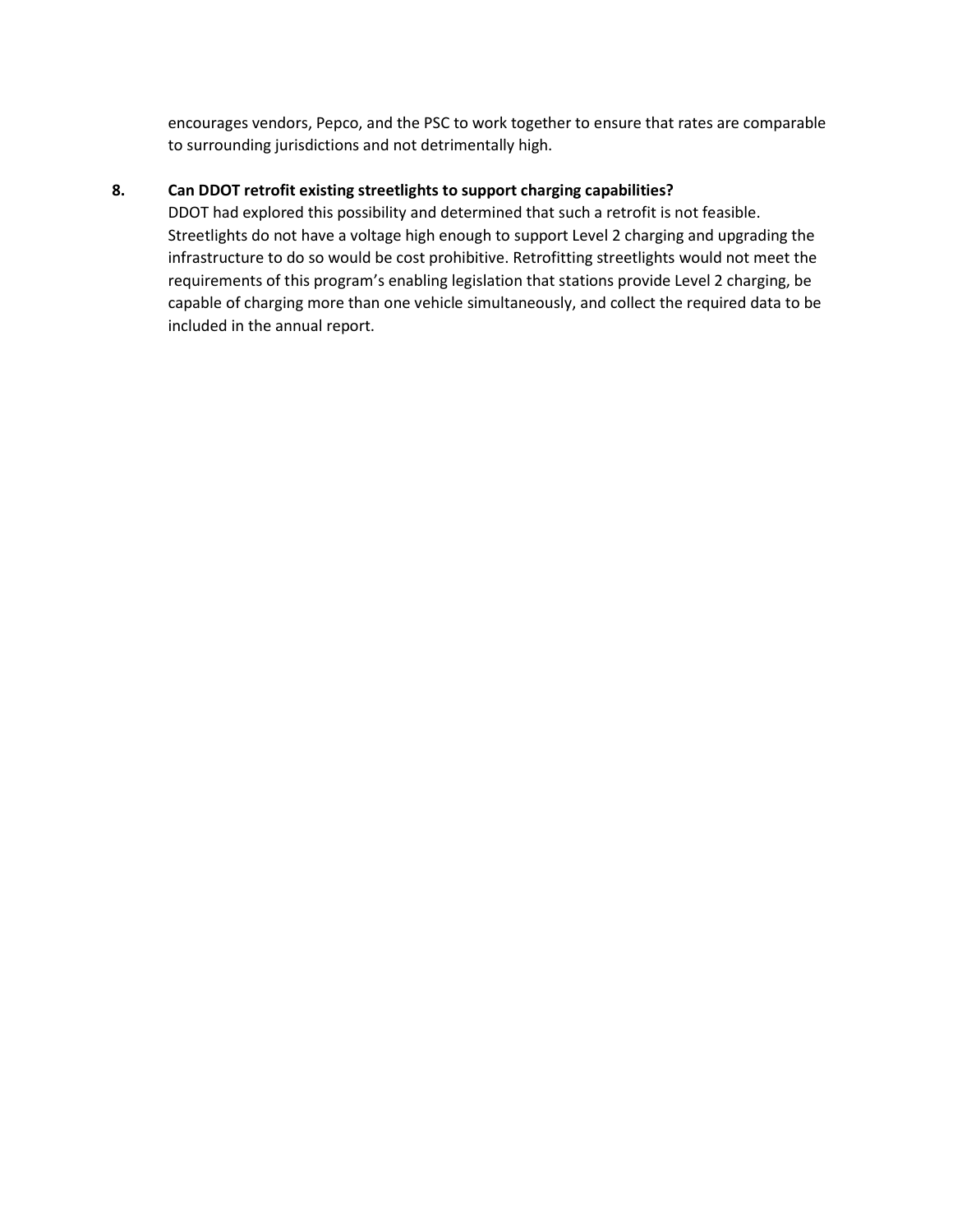encourages vendors, Pepco, and the PSC to work together to ensure that rates are comparable to surrounding jurisdictions and not detrimentally high.

8. **Can DDOT retrofit existing streetlights to support charging capabilities?**
   DDOT had explored this possibility and determined that such a retrofit is not feasible. Streetlights do not have a voltage high enough to support Level 2 charging and upgrading the infrastructure to do so would be cost prohibitive. Retrofitting streetlights would not meet the requirements of this program's enabling legislation that stations provide Level 2 charging, be capable of charging more than one vehicle simultaneously, and collect the required data to be included in the annual report.